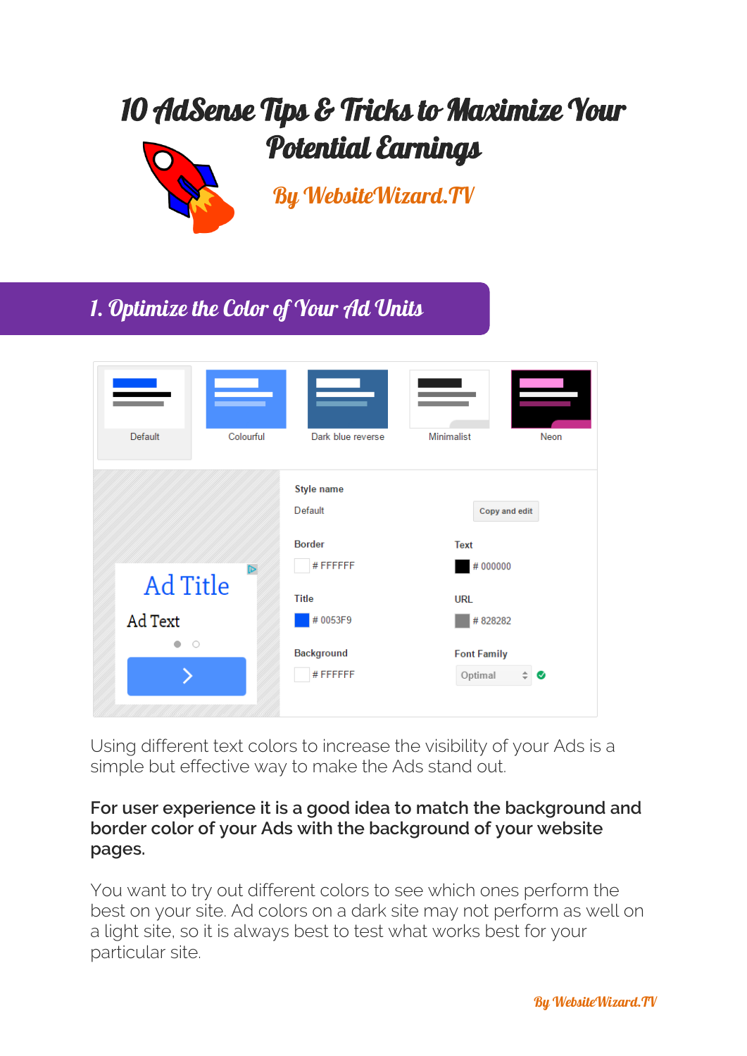# 10 AdSense Tips & Tricks to Maximize Your Potential Earnings

## By WebsiteWizard.TV

## 1. Optimize the Color of Your Ad Units

Using different text colors to increase the visibility of your Ads is a simple but effective way to make the Ads stand out.

**For user experience it is a good idea to match the background and border color of your Ads with the background of your website pages.**

You want to try out different colors to see which ones perform the best on your site. Ad colors on a dark site may not perform as well on a light site, so it is always best to test what works best for your particular site.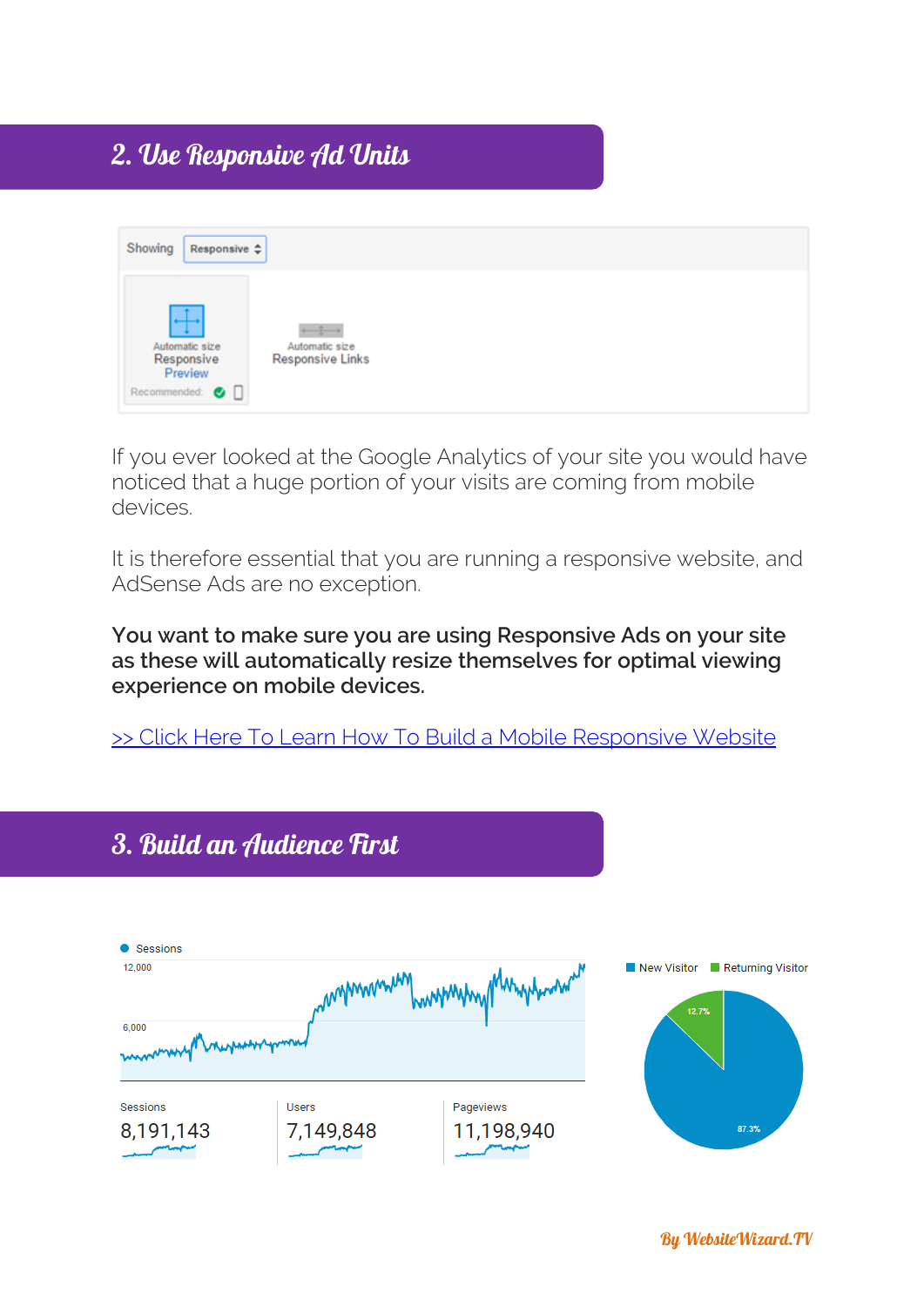## 2. Use Responsive Ad Units

If you ever looked at the Google Analytics of your site you would have noticed that a huge portion of your visits are coming from mobile devices.

It is therefore essential that you are running a responsive website, and AdSense Ads are no exception.

**You want to make sure you are using Responsive Ads on your site as these will automatically resize themselves for optimal viewing experience on mobile devices.**

[>> Click Here To Learn How To Build a Mobile Responsive Website]()

## 3. Build an Audience First

By WebsiteWizard.TV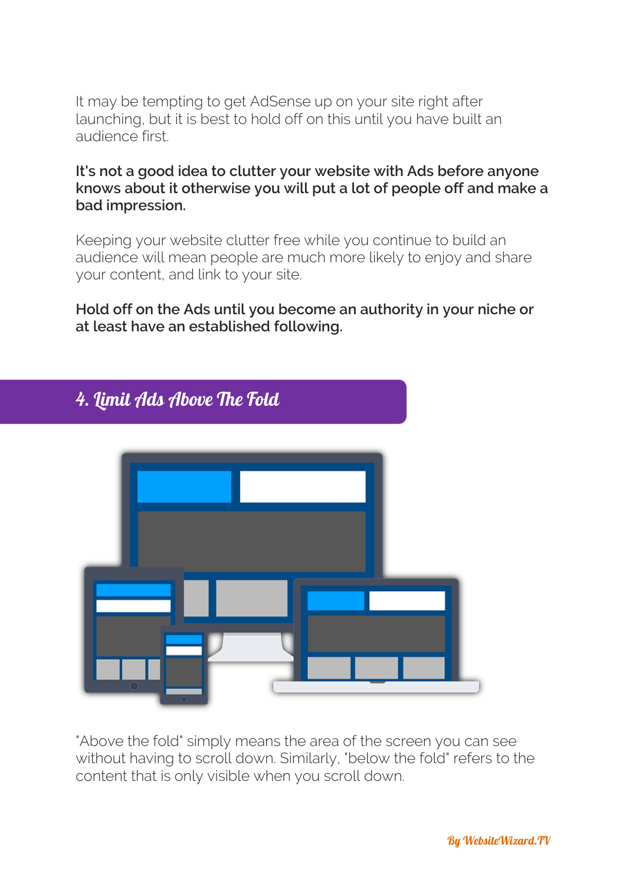It may be tempting to get AdSense up on your site right after launching, but it is best to hold off on this until you have built an audience first.

**It's not a good idea to clutter your website with Ads before anyone knows about it otherwise you will put a lot of people off and make a bad impression.**

Keeping your website clutter free while you continue to build an audience will mean people are much more likely to enjoy and share your content, and link to your site.

**Hold off on the Ads until you become an authority in your niche or at least have an established following.**

## 4. Limit Ads Above The Fold

"Above the fold" simply means the area of the screen you can see without having to scroll down. Similarly, "below the fold" refers to the content that is only visible when you scroll down.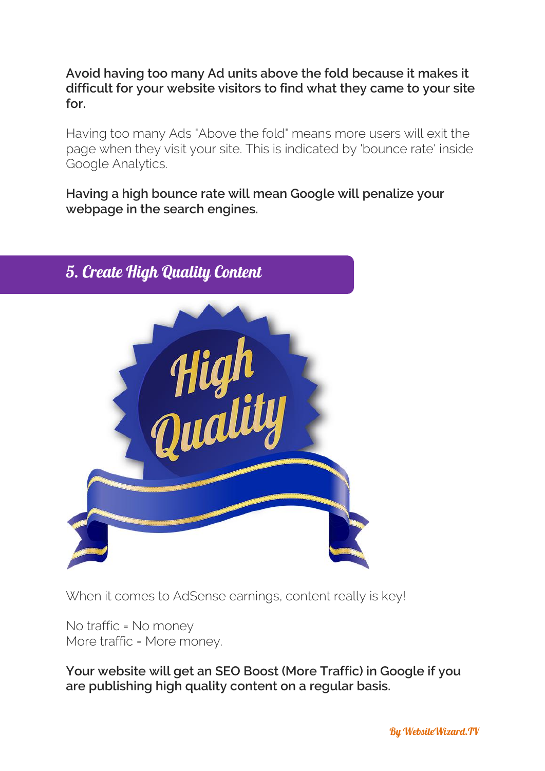**Avoid having too many Ad units above the fold because it makes it difficult for your website visitors to find what they came to your site for.**

Having too many Ads "Above the fold" means more users will exit the page when they visit your site. This is indicated by 'bounce rate' inside Google Analytics.

**Having a high bounce rate will mean Google will penalize your webpage in the search engines.**

## 5. Create High Quality Content

When it comes to AdSense earnings, content really is key!

No traffic = No money  
More traffic = More money.

**Your website will get an SEO Boost (More Traffic) in Google if you are publishing high quality content on a regular basis.**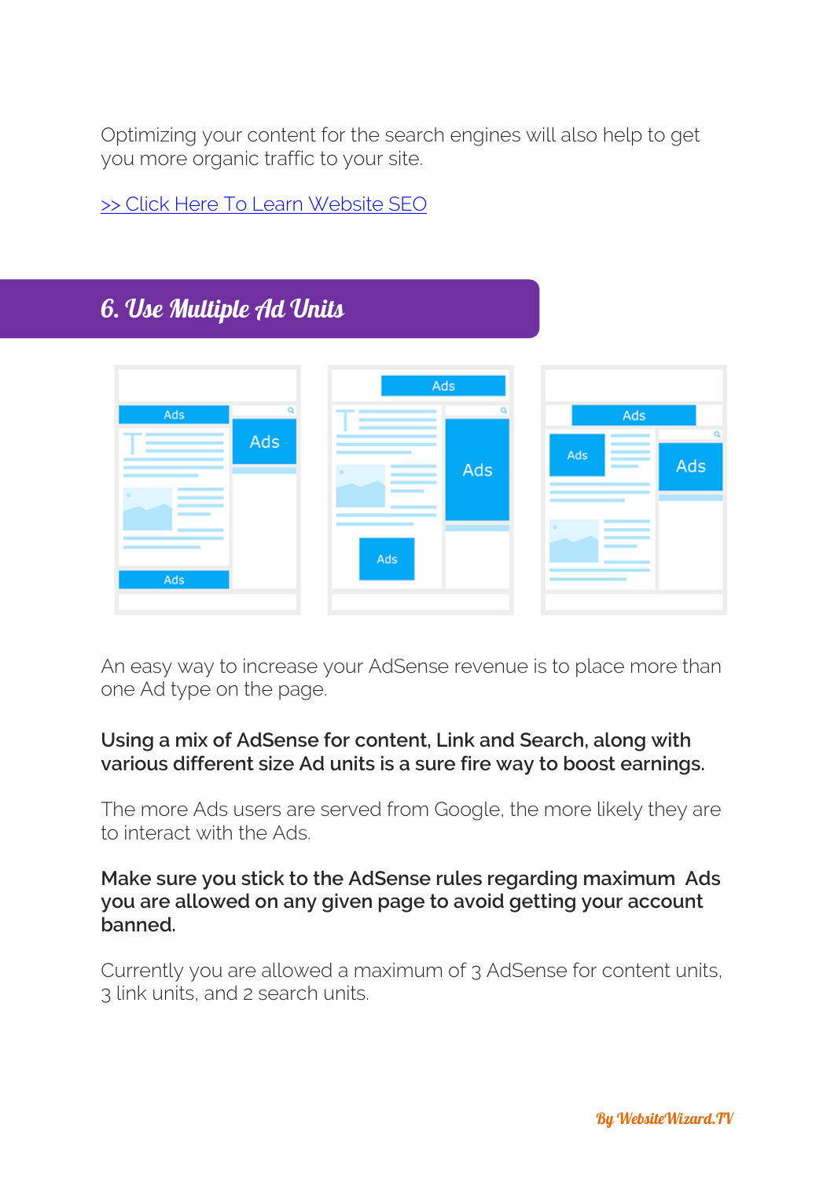Optimizing your content for the search engines will also help to get you more organic traffic to your site.

[>> Click Here To Learn Website SEO]

## 6. Use Multiple Ad Units

An easy way to increase your AdSense revenue is to place more than one Ad type on the page.

**Using a mix of AdSense for content, Link and Search, along with various different size Ad units is a sure fire way to boost earnings.**

The more Ads users are served from Google, the more likely they are to interact with the Ads.

**Make sure you stick to the AdSense rules regarding maximum Ads you are allowed on any given page to avoid getting your account banned.**

Currently you are allowed a maximum of 3 AdSense for content units, 3 link units, and 2 search units.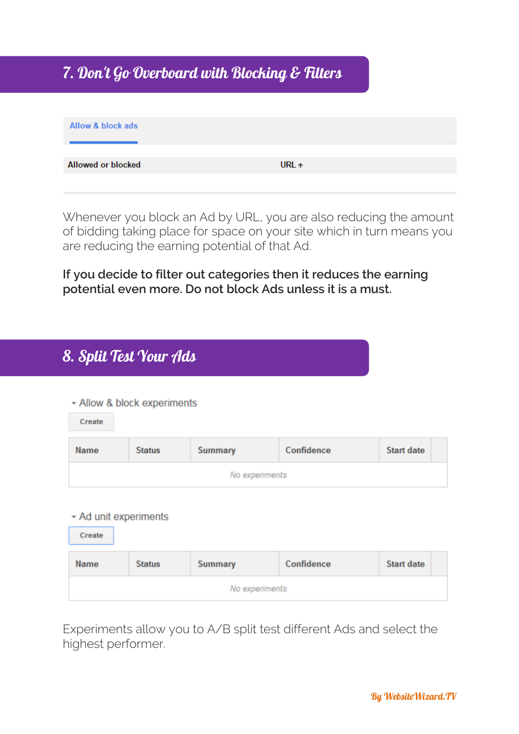## 7. Don't Go Overboard with Blocking & Filters

Allow & block ads

| Allowed or blocked | URL ↑ |
| --- | --- |

Whenever you block an Ad by URL, you are also reducing the amount of bidding taking place for space on your site which in turn means you are reducing the earning potential of that Ad.

**If you decide to filter out categories then it reduces the earning potential even more. Do not block Ads unless it is a must.**

## 8. Split Test Your Ads

▾ Allow & block experiments

Create

| Name | Status | Summary | Confidence | Start date |
| --- | --- | --- | --- | --- |
| | | *No experiments* | | |

▾ Ad unit experiments

Create

| Name | Status | Summary | Confidence | Start date |
| --- | --- | --- | --- | --- |
| | | *No experiments* | | |

Experiments allow you to A/B split test different Ads and select the highest performer.

By WebsiteWizard.TV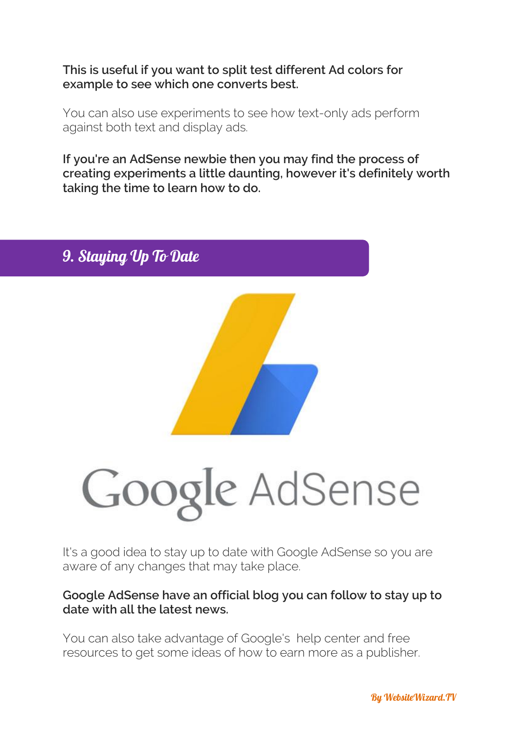**This is useful if you want to split test different Ad colors for example to see which one converts best.**

You can also use experiments to see how text-only ads perform against both text and display ads.

**If you're an AdSense newbie then you may find the process of creating experiments a little daunting, however it's definitely worth taking the time to learn how to do.**

## 9. Staying Up To Date

It's a good idea to stay up to date with Google AdSense so you are aware of any changes that may take place.

**Google AdSense have an official blog you can follow to stay up to date with all the latest news.**

You can also take advantage of Google's help center and free resources to get some ideas of how to earn more as a publisher.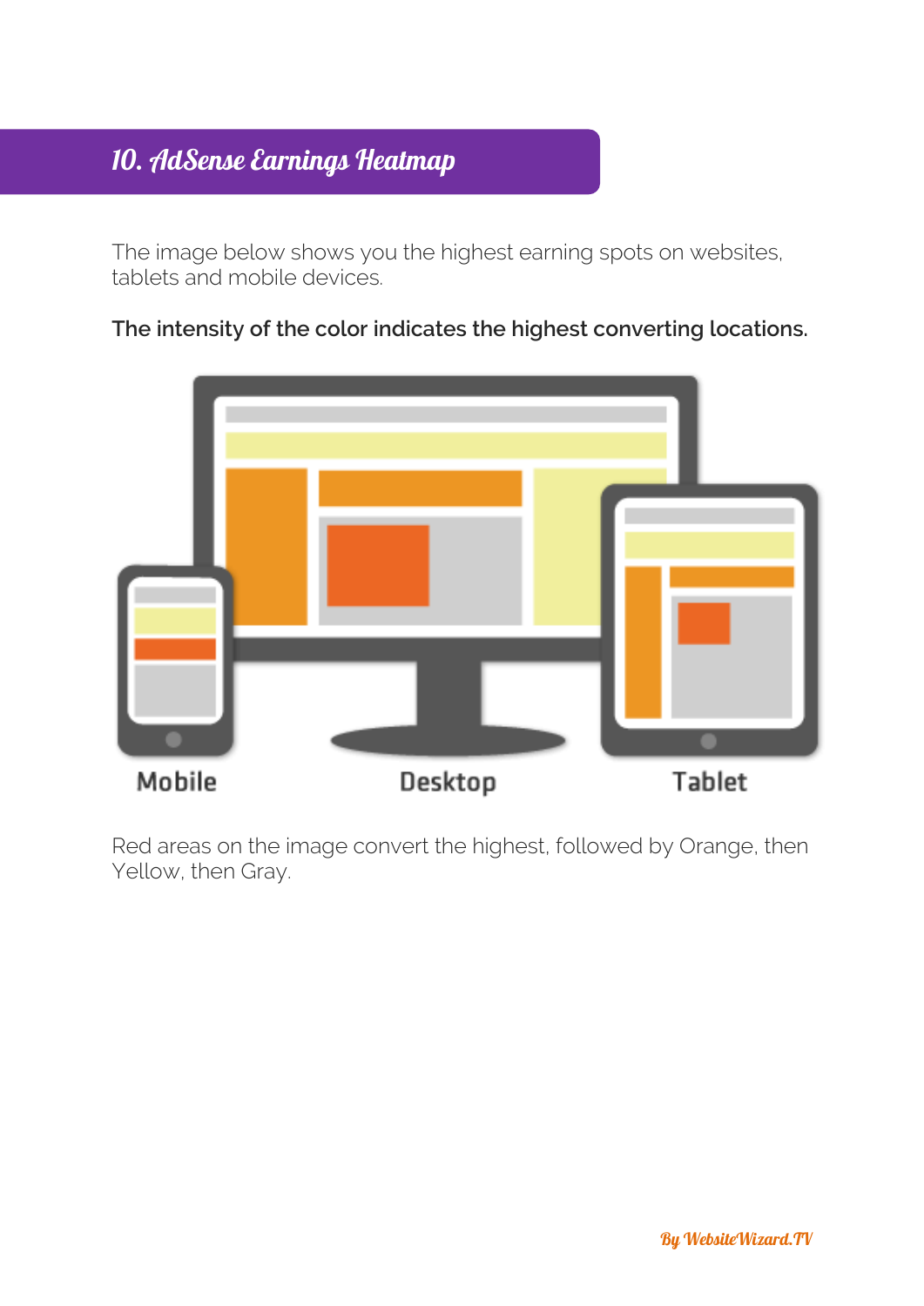## 10. AdSense Earnings Heatmap

The image below shows you the highest earning spots on websites, tablets and mobile devices.

**The intensity of the color indicates the highest converting locations.**

Mobile

Desktop

Tablet

Red areas on the image convert the highest, followed by Orange, then Yellow, then Gray.

*By WebsiteWizard.TV*